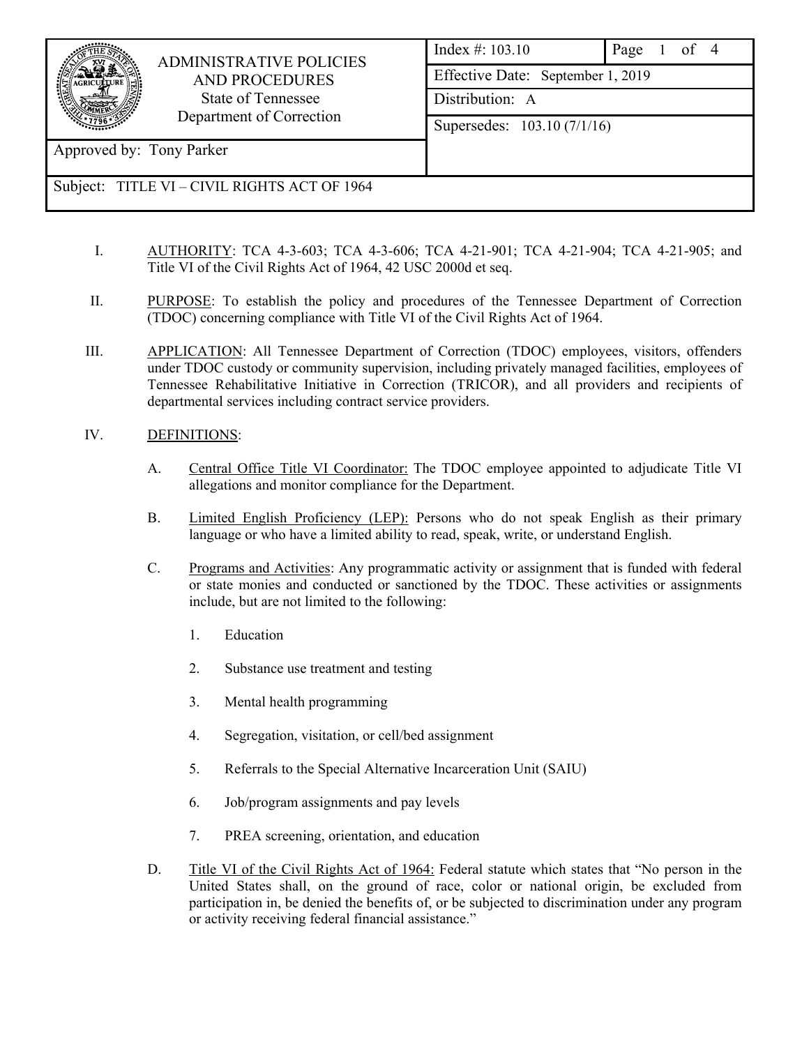| ADMINISTRATIVE POLICIES AND PROCEDURES<br>State of Tennessee<br>Department of Correction | Index #: 103.10 | Page 1 of 4 |
|---|---|---|
| | Effective Date: September 1, 2019 | |
| | Distribution: A | |
| | Supersedes: 103.10 (7/1/16) | |
| Approved by: Tony Parker | | |
| Subject: TITLE VI – CIVIL RIGHTS ACT OF 1964 | | |

I. AUTHORITY: TCA 4-3-603; TCA 4-3-606; TCA 4-21-901; TCA 4-21-904; TCA 4-21-905; and Title VI of the Civil Rights Act of 1964, 42 USC 2000d et seq.

II. PURPOSE: To establish the policy and procedures of the Tennessee Department of Correction (TDOC) concerning compliance with Title VI of the Civil Rights Act of 1964.

III. APPLICATION: All Tennessee Department of Correction (TDOC) employees, visitors, offenders under TDOC custody or community supervision, including privately managed facilities, employees of Tennessee Rehabilitative Initiative in Correction (TRICOR), and all providers and recipients of departmental services including contract service providers.

IV. DEFINITIONS:

A. Central Office Title VI Coordinator: The TDOC employee appointed to adjudicate Title VI allegations and monitor compliance for the Department.

B. Limited English Proficiency (LEP): Persons who do not speak English as their primary language or who have a limited ability to read, speak, write, or understand English.

C. Programs and Activities: Any programmatic activity or assignment that is funded with federal or state monies and conducted or sanctioned by the TDOC. These activities or assignments include, but are not limited to the following:

1. Education

2. Substance use treatment and testing

3. Mental health programming

4. Segregation, visitation, or cell/bed assignment

5. Referrals to the Special Alternative Incarceration Unit (SAIU)

6. Job/program assignments and pay levels

7. PREA screening, orientation, and education

D. Title VI of the Civil Rights Act of 1964: Federal statute which states that "No person in the United States shall, on the ground of race, color or national origin, be excluded from participation in, be denied the benefits of, or be subjected to discrimination under any program or activity receiving federal financial assistance."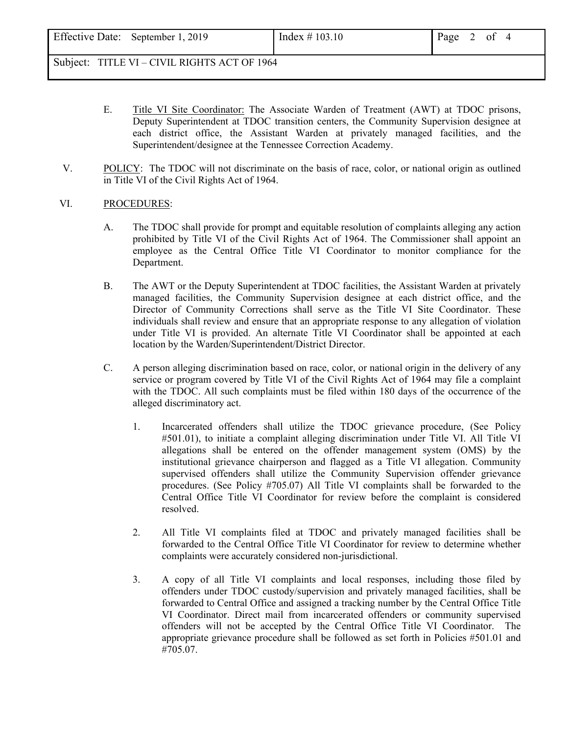E. <u>Title VI Site Coordinator:</u> The Associate Warden of Treatment (AWT) at TDOC prisons, Deputy Superintendent at TDOC transition centers, the Community Supervision designee at each district office, the Assistant Warden at privately managed facilities, and the Superintendent/designee at the Tennessee Correction Academy.

V. <u>POLICY</u>: The TDOC will not discriminate on the basis of race, color, or national origin as outlined in Title VI of the Civil Rights Act of 1964.

VI. <u>PROCEDURES</u>:

A. The TDOC shall provide for prompt and equitable resolution of complaints alleging any action prohibited by Title VI of the Civil Rights Act of 1964. The Commissioner shall appoint an employee as the Central Office Title VI Coordinator to monitor compliance for the Department.

B. The AWT or the Deputy Superintendent at TDOC facilities, the Assistant Warden at privately managed facilities, the Community Supervision designee at each district office, and the Director of Community Corrections shall serve as the Title VI Site Coordinator. These individuals shall review and ensure that an appropriate response to any allegation of violation under Title VI is provided. An alternate Title VI Coordinator shall be appointed at each location by the Warden/Superintendent/District Director.

C. A person alleging discrimination based on race, color, or national origin in the delivery of any service or program covered by Title VI of the Civil Rights Act of 1964 may file a complaint with the TDOC. All such complaints must be filed within 180 days of the occurrence of the alleged discriminatory act.

1. Incarcerated offenders shall utilize the TDOC grievance procedure, (See Policy #501.01), to initiate a complaint alleging discrimination under Title VI. All Title VI allegations shall be entered on the offender management system (OMS) by the institutional grievance chairperson and flagged as a Title VI allegation. Community supervised offenders shall utilize the Community Supervision offender grievance procedures. (See Policy #705.07) All Title VI complaints shall be forwarded to the Central Office Title VI Coordinator for review before the complaint is considered resolved.

2. All Title VI complaints filed at TDOC and privately managed facilities shall be forwarded to the Central Office Title VI Coordinator for review to determine whether complaints were accurately considered non-jurisdictional.

3. A copy of all Title VI complaints and local responses, including those filed by offenders under TDOC custody/supervision and privately managed facilities, shall be forwarded to Central Office and assigned a tracking number by the Central Office Title VI Coordinator. Direct mail from incarcerated offenders or community supervised offenders will not be accepted by the Central Office Title VI Coordinator. The appropriate grievance procedure shall be followed as set forth in Policies #501.01 and #705.07.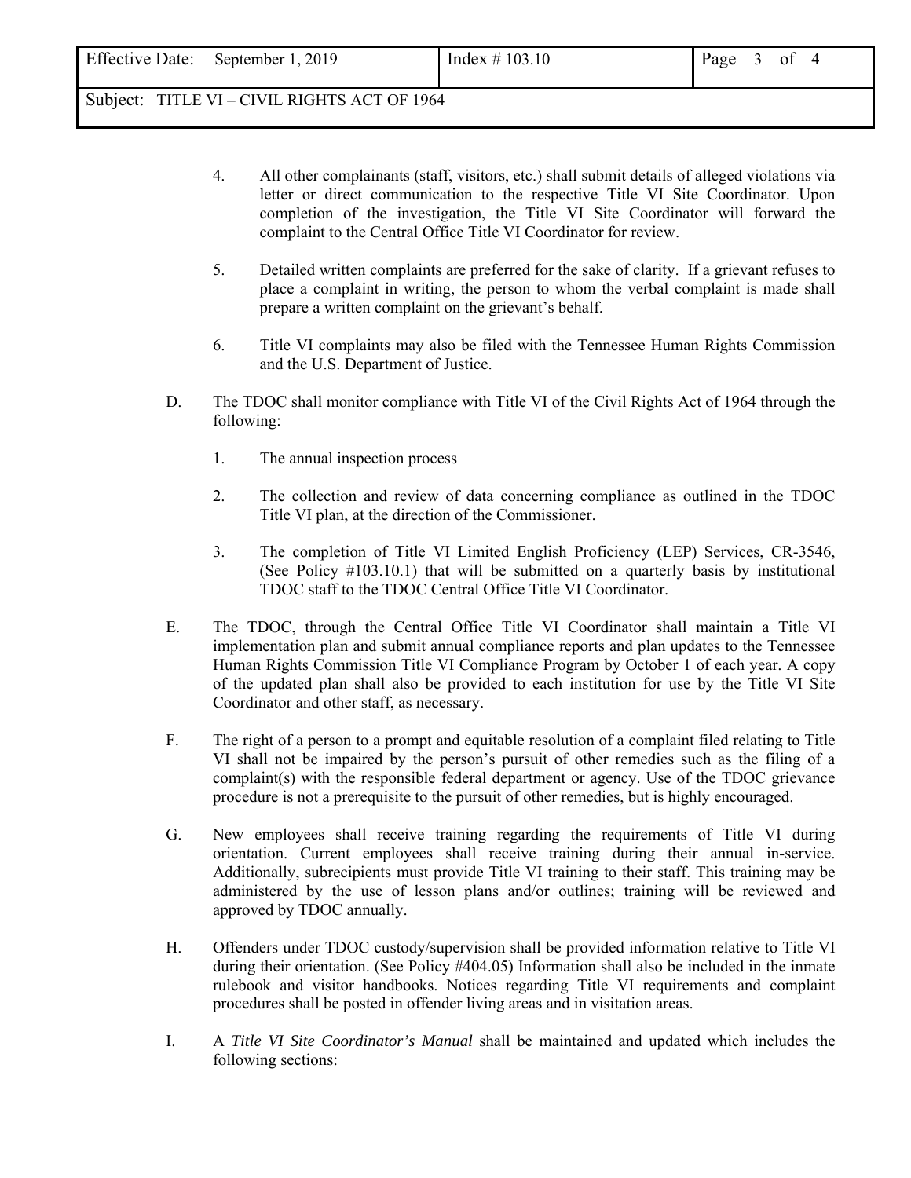4. All other complainants (staff, visitors, etc.) shall submit details of alleged violations via letter or direct communication to the respective Title VI Site Coordinator. Upon completion of the investigation, the Title VI Site Coordinator will forward the complaint to the Central Office Title VI Coordinator for review.

5. Detailed written complaints are preferred for the sake of clarity. If a grievant refuses to place a complaint in writing, the person to whom the verbal complaint is made shall prepare a written complaint on the grievant's behalf.

6. Title VI complaints may also be filed with the Tennessee Human Rights Commission and the U.S. Department of Justice.

D. The TDOC shall monitor compliance with Title VI of the Civil Rights Act of 1964 through the following:

   1. The annual inspection process

   2. The collection and review of data concerning compliance as outlined in the TDOC Title VI plan, at the direction of the Commissioner.

   3. The completion of Title VI Limited English Proficiency (LEP) Services, CR-3546, (See Policy #103.10.1) that will be submitted on a quarterly basis by institutional TDOC staff to the TDOC Central Office Title VI Coordinator.

E. The TDOC, through the Central Office Title VI Coordinator shall maintain a Title VI implementation plan and submit annual compliance reports and plan updates to the Tennessee Human Rights Commission Title VI Compliance Program by October 1 of each year. A copy of the updated plan shall also be provided to each institution for use by the Title VI Site Coordinator and other staff, as necessary.

F. The right of a person to a prompt and equitable resolution of a complaint filed relating to Title VI shall not be impaired by the person's pursuit of other remedies such as the filing of a complaint(s) with the responsible federal department or agency. Use of the TDOC grievance procedure is not a prerequisite to the pursuit of other remedies, but is highly encouraged.

G. New employees shall receive training regarding the requirements of Title VI during orientation. Current employees shall receive training during their annual in-service. Additionally, subrecipients must provide Title VI training to their staff. This training may be administered by the use of lesson plans and/or outlines; training will be reviewed and approved by TDOC annually.

H. Offenders under TDOC custody/supervision shall be provided information relative to Title VI during their orientation. (See Policy #404.05) Information shall also be included in the inmate rulebook and visitor handbooks. Notices regarding Title VI requirements and complaint procedures shall be posted in offender living areas and in visitation areas.

I. A *Title VI Site Coordinator's Manual* shall be maintained and updated which includes the following sections: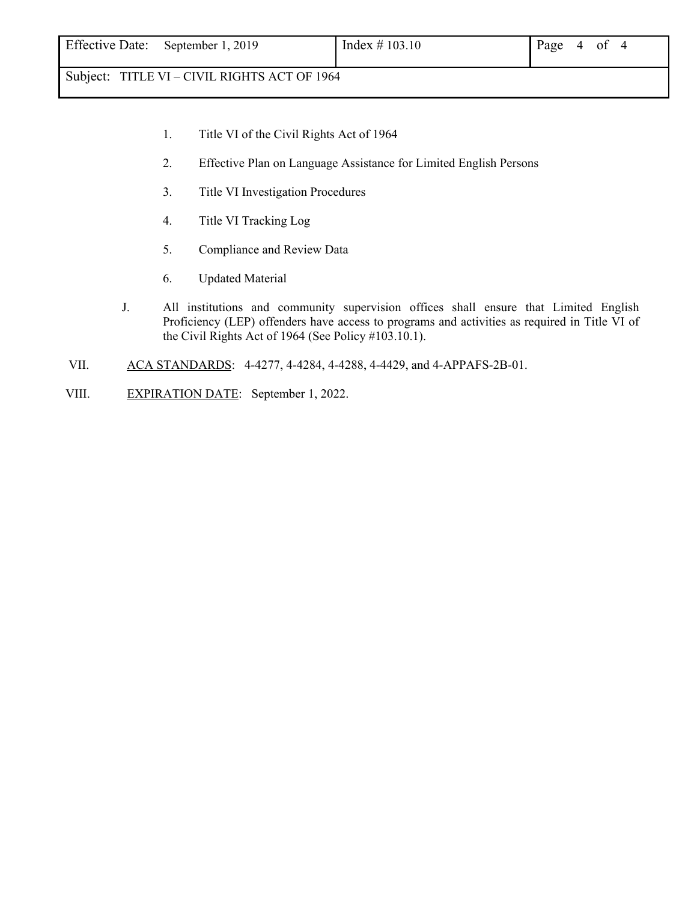1. Title VI of the Civil Rights Act of 1964
2. Effective Plan on Language Assistance for Limited English Persons
3. Title VI Investigation Procedures
4. Title VI Tracking Log
5. Compliance and Review Data
6. Updated Material

J. All institutions and community supervision offices shall ensure that Limited English Proficiency (LEP) offenders have access to programs and activities as required in Title VI of the Civil Rights Act of 1964 (See Policy #103.10.1).

VII. ACA STANDARDS: 4-4277, 4-4284, 4-4288, 4-4429, and 4-APPAFS-2B-01.

VIII. EXPIRATION DATE: September 1, 2022.